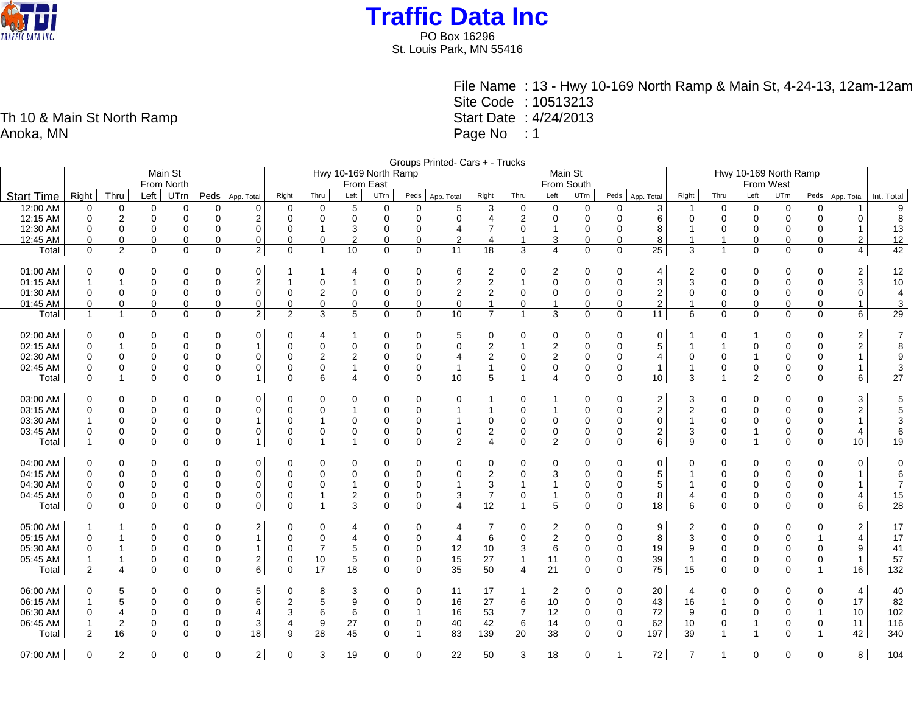# Traffic Data Inc

PO Box 16296
St. Louis Park, MN 55416

Th 10 & Main St North Ramp
Anoka, MN

File Name : 13 - Hwy 10-169 North Ramp & Main St, 4-24-13, 12am-12am
Site Code : 10513213
Start Date : 4/24/2013
Page No : 1

Groups Printed- Cars + - Trucks

| | Main St From North | | | | | | Hwy 10-169 North Ramp From East | | | | | | Main St From South | | | | | | Hwy 10-169 North Ramp From West | | | | | | |
|---|---|---|---|---|---|---|---|---|---|---|---|---|---|---|---|---|---|---|---|---|---|---|---|---|---|
| Start Time | Right | Thru | Left | UTrn | Peds | App. Total | Right | Thru | Left | UTrn | Peds | App. Total | Right | Thru | Left | UTrn | Peds | App. Total | Right | Thru | Left | UTrn | Peds | App. Total | Int. Total |
| 12:00 AM | 0 | 0 | 0 | 0 | 0 | 0 | 0 | 0 | 5 | 0 | 0 | 5 | 3 | 0 | 0 | 0 | 0 | 3 | 1 | 0 | 0 | 0 | 0 | 1 | 9 |
| 12:15 AM | 0 | 2 | 0 | 0 | 0 | 2 | 0 | 0 | 0 | 0 | 0 | 0 | 4 | 2 | 0 | 0 | 0 | 6 | 0 | 0 | 0 | 0 | 0 | 0 | 8 |
| 12:30 AM | 0 | 0 | 0 | 0 | 0 | 0 | 0 | 1 | 3 | 0 | 0 | 4 | 7 | 0 | 1 | 0 | 0 | 8 | 1 | 0 | 0 | 0 | 0 | 1 | 13 |
| 12:45 AM | 0 | 0 | 0 | 0 | 0 | 0 | 0 | 0 | 2 | 0 | 0 | 2 | 4 | 1 | 3 | 0 | 0 | 8 | 1 | 1 | 0 | 0 | 0 | 2 | 12 |
| Total | 0 | 2 | 0 | 0 | 0 | 2 | 0 | 1 | 10 | 0 | 0 | 11 | 18 | 3 | 4 | 0 | 0 | 25 | 3 | 1 | 0 | 0 | 0 | 4 | 42 |
| | | | | | | | | | | | | | | | | | | | | | | | | | |
| 01:00 AM | 0 | 0 | 0 | 0 | 0 | 0 | 1 | 1 | 4 | 0 | 0 | 6 | 2 | 0 | 2 | 0 | 0 | 4 | 2 | 0 | 0 | 0 | 0 | 2 | 12 |
| 01:15 AM | 1 | 1 | 0 | 0 | 0 | 2 | 1 | 0 | 1 | 0 | 0 | 2 | 2 | 1 | 0 | 0 | 0 | 3 | 3 | 0 | 0 | 0 | 0 | 3 | 10 |
| 01:30 AM | 0 | 0 | 0 | 0 | 0 | 0 | 0 | 2 | 0 | 0 | 0 | 2 | 2 | 0 | 0 | 0 | 0 | 2 | 0 | 0 | 0 | 0 | 0 | 0 | 4 |
| 01:45 AM | 0 | 0 | 0 | 0 | 0 | 0 | 0 | 0 | 0 | 0 | 0 | 0 | 1 | 0 | 1 | 0 | 0 | 2 | 1 | 0 | 0 | 0 | 0 | 1 | 3 |
| Total | 1 | 1 | 0 | 0 | 0 | 2 | 2 | 3 | 5 | 0 | 0 | 10 | 7 | 1 | 3 | 0 | 0 | 11 | 6 | 0 | 0 | 0 | 0 | 6 | 29 |
| | | | | | | | | | | | | | | | | | | | | | | | | | |
| 02:00 AM | 0 | 0 | 0 | 0 | 0 | 0 | 0 | 4 | 1 | 0 | 0 | 5 | 0 | 0 | 0 | 0 | 0 | 0 | 1 | 0 | 1 | 0 | 0 | 2 | 7 |
| 02:15 AM | 0 | 1 | 0 | 0 | 0 | 1 | 0 | 0 | 0 | 0 | 0 | 0 | 2 | 1 | 2 | 0 | 0 | 5 | 1 | 1 | 0 | 0 | 0 | 2 | 8 |
| 02:30 AM | 0 | 0 | 0 | 0 | 0 | 0 | 0 | 2 | 2 | 0 | 0 | 4 | 2 | 0 | 2 | 0 | 0 | 4 | 0 | 0 | 1 | 0 | 0 | 1 | 9 |
| 02:45 AM | 0 | 0 | 0 | 0 | 0 | 0 | 0 | 0 | 1 | 0 | 0 | 1 | 1 | 0 | 0 | 0 | 0 | 1 | 1 | 0 | 0 | 0 | 0 | 1 | 3 |
| Total | 0 | 1 | 0 | 0 | 0 | 1 | 0 | 6 | 4 | 0 | 0 | 10 | 5 | 1 | 4 | 0 | 0 | 10 | 3 | 1 | 2 | 0 | 0 | 6 | 27 |
| | | | | | | | | | | | | | | | | | | | | | | | | | |
| 03:00 AM | 0 | 0 | 0 | 0 | 0 | 0 | 0 | 0 | 0 | 0 | 0 | 0 | 1 | 0 | 1 | 0 | 0 | 2 | 3 | 0 | 0 | 0 | 0 | 3 | 5 |
| 03:15 AM | 0 | 0 | 0 | 0 | 0 | 0 | 0 | 0 | 1 | 0 | 0 | 1 | 1 | 0 | 1 | 0 | 0 | 2 | 2 | 0 | 0 | 0 | 0 | 2 | 5 |
| 03:30 AM | 1 | 0 | 0 | 0 | 0 | 1 | 0 | 1 | 0 | 0 | 0 | 1 | 0 | 0 | 0 | 0 | 0 | 0 | 1 | 0 | 0 | 0 | 0 | 1 | 3 |
| 03:45 AM | 0 | 0 | 0 | 0 | 0 | 0 | 0 | 0 | 0 | 0 | 0 | 0 | 2 | 0 | 0 | 0 | 0 | 2 | 3 | 0 | 1 | 0 | 0 | 4 | 6 |
| Total | 1 | 0 | 0 | 0 | 0 | 1 | 0 | 1 | 1 | 0 | 0 | 2 | 4 | 0 | 2 | 0 | 0 | 6 | 9 | 0 | 1 | 0 | 0 | 10 | 19 |
| | | | | | | | | | | | | | | | | | | | | | | | | | |
| 04:00 AM | 0 | 0 | 0 | 0 | 0 | 0 | 0 | 0 | 0 | 0 | 0 | 0 | 0 | 0 | 0 | 0 | 0 | 0 | 0 | 0 | 0 | 0 | 0 | 0 | 0 |
| 04:15 AM | 0 | 0 | 0 | 0 | 0 | 0 | 0 | 0 | 0 | 0 | 0 | 0 | 2 | 0 | 3 | 0 | 0 | 5 | 1 | 0 | 0 | 0 | 0 | 1 | 6 |
| 04:30 AM | 0 | 0 | 0 | 0 | 0 | 0 | 0 | 0 | 1 | 0 | 0 | 1 | 3 | 1 | 1 | 0 | 0 | 5 | 1 | 0 | 0 | 0 | 0 | 1 | 7 |
| 04:45 AM | 0 | 0 | 0 | 0 | 0 | 0 | 0 | 1 | 2 | 0 | 0 | 3 | 7 | 0 | 1 | 0 | 0 | 8 | 4 | 0 | 0 | 0 | 0 | 4 | 15 |
| Total | 0 | 0 | 0 | 0 | 0 | 0 | 0 | 1 | 3 | 0 | 0 | 4 | 12 | 1 | 5 | 0 | 0 | 18 | 6 | 0 | 0 | 0 | 0 | 6 | 28 |
| | | | | | | | | | | | | | | | | | | | | | | | | | |
| 05:00 AM | 1 | 1 | 0 | 0 | 0 | 2 | 0 | 0 | 4 | 0 | 0 | 4 | 7 | 0 | 2 | 0 | 0 | 9 | 2 | 0 | 0 | 0 | 0 | 2 | 17 |
| 05:15 AM | 0 | 1 | 0 | 0 | 0 | 1 | 0 | 0 | 4 | 0 | 0 | 4 | 6 | 0 | 2 | 0 | 0 | 8 | 3 | 0 | 0 | 0 | 1 | 4 | 17 |
| 05:30 AM | 0 | 1 | 0 | 0 | 0 | 1 | 0 | 7 | 5 | 0 | 0 | 12 | 10 | 3 | 6 | 0 | 0 | 19 | 9 | 0 | 0 | 0 | 0 | 9 | 41 |
| 05:45 AM | 1 | 1 | 0 | 0 | 0 | 2 | 0 | 10 | 5 | 0 | 0 | 15 | 27 | 1 | 11 | 0 | 0 | 39 | 1 | 0 | 0 | 0 | 0 | 1 | 57 |
| Total | 2 | 4 | 0 | 0 | 0 | 6 | 0 | 17 | 18 | 0 | 0 | 35 | 50 | 4 | 21 | 0 | 0 | 75 | 15 | 0 | 0 | 0 | 1 | 16 | 132 |
| | | | | | | | | | | | | | | | | | | | | | | | | | |
| 06:00 AM | 0 | 5 | 0 | 0 | 0 | 5 | 0 | 8 | 3 | 0 | 0 | 11 | 17 | 1 | 2 | 0 | 0 | 20 | 4 | 0 | 0 | 0 | 0 | 4 | 40 |
| 06:15 AM | 1 | 5 | 0 | 0 | 0 | 6 | 2 | 5 | 9 | 0 | 0 | 16 | 27 | 6 | 10 | 0 | 0 | 43 | 16 | 1 | 0 | 0 | 0 | 17 | 82 |
| 06:30 AM | 0 | 4 | 0 | 0 | 0 | 4 | 3 | 6 | 6 | 0 | 1 | 16 | 53 | 7 | 12 | 0 | 0 | 72 | 9 | 0 | 0 | 0 | 1 | 10 | 102 |
| 06:45 AM | 1 | 2 | 0 | 0 | 0 | 3 | 4 | 9 | 27 | 0 | 0 | 40 | 42 | 6 | 14 | 0 | 0 | 62 | 10 | 0 | 1 | 0 | 0 | 11 | 116 |
| Total | 2 | 16 | 0 | 0 | 0 | 18 | 9 | 28 | 45 | 0 | 1 | 83 | 139 | 20 | 38 | 0 | 0 | 197 | 39 | 1 | 1 | 0 | 1 | 42 | 340 |
| | | | | | | | | | | | | | | | | | | | | | | | | | |
| 07:00 AM | 0 | 2 | 0 | 0 | 0 | 2 | 0 | 3 | 19 | 0 | 0 | 22 | 50 | 3 | 18 | 0 | 1 | 72 | 7 | 1 | 0 | 0 | 0 | 8 | 104 |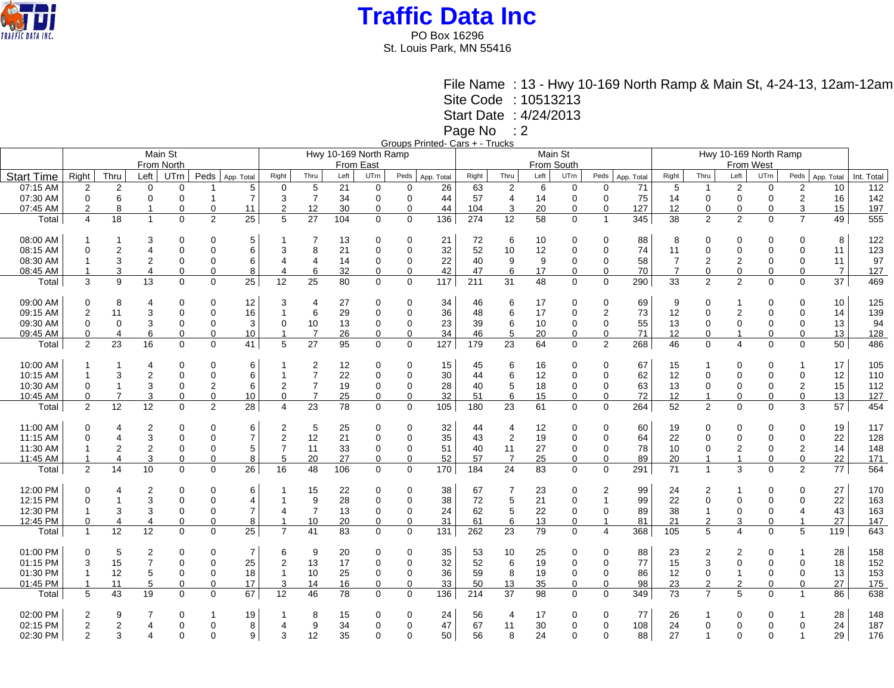# Traffic Data Inc

PO Box 16296
St. Louis Park, MN 55416

File Name : 13 - Hwy 10-169 North Ramp & Main St, 4-24-13, 12am-12am
Site Code : 10513213
Start Date : 4/24/2013
Page No : 2

Groups Printed- Cars + - Trucks

| | Main St From North | | | | | | Hwy 10-169 North Ramp From East | | | | | | Main St From South | | | | | | Hwy 10-169 North Ramp From West | | | | | | |
|---|---|---|---|---|---|---|---|---|---|---|---|---|---|---|---|---|---|---|---|---|---|---|---|---|---|
| Start Time | Right | Thru | Left | UTrn | Peds | App. Total | Right | Thru | Left | UTrn | Peds | App. Total | Right | Thru | Left | UTrn | Peds | App. Total | Right | Thru | Left | UTrn | Peds | App. Total | Int. Total |
| 07:15 AM | 2 | 2 | 0 | 0 | 1 | 5 | 0 | 5 | 21 | 0 | 0 | 26 | 63 | 2 | 6 | 0 | 0 | 71 | 5 | 1 | 2 | 0 | 2 | 10 | 112 |
| 07:30 AM | 0 | 6 | 0 | 0 | 1 | 7 | 3 | 7 | 34 | 0 | 0 | 44 | 57 | 4 | 14 | 0 | 0 | 75 | 14 | 0 | 0 | 0 | 2 | 16 | 142 |
| 07:45 AM | 2 | 8 | 1 | 0 | 0 | 11 | 2 | 12 | 30 | 0 | 0 | 44 | 104 | 3 | 20 | 0 | 0 | 127 | 12 | 0 | 0 | 0 | 3 | 15 | 197 |
| Total | 4 | 18 | 1 | 0 | 2 | 25 | 5 | 27 | 104 | 0 | 0 | 136 | 274 | 12 | 58 | 0 | 1 | 345 | 38 | 2 | 2 | 0 | 7 | 49 | 555 |
| | | | | | | | | | | | | | | | | | | | | | | | | | |
| 08:00 AM | 1 | 1 | 3 | 0 | 0 | 5 | 1 | 7 | 13 | 0 | 0 | 21 | 72 | 6 | 10 | 0 | 0 | 88 | 8 | 0 | 0 | 0 | 0 | 8 | 122 |
| 08:15 AM | 0 | 2 | 4 | 0 | 0 | 6 | 3 | 8 | 21 | 0 | 0 | 32 | 52 | 10 | 12 | 0 | 0 | 74 | 11 | 0 | 0 | 0 | 0 | 11 | 123 |
| 08:30 AM | 1 | 3 | 2 | 0 | 0 | 6 | 4 | 4 | 14 | 0 | 0 | 22 | 40 | 9 | 9 | 0 | 0 | 58 | 7 | 2 | 2 | 0 | 0 | 11 | 97 |
| 08:45 AM | 1 | 3 | 4 | 0 | 0 | 8 | 4 | 6 | 32 | 0 | 0 | 42 | 47 | 6 | 17 | 0 | 0 | 70 | 7 | 0 | 0 | 0 | 0 | 7 | 127 |
| Total | 3 | 9 | 13 | 0 | 0 | 25 | 12 | 25 | 80 | 0 | 0 | 117 | 211 | 31 | 48 | 0 | 0 | 290 | 33 | 2 | 2 | 0 | 0 | 37 | 469 |
| | | | | | | | | | | | | | | | | | | | | | | | | | |
| 09:00 AM | 0 | 8 | 4 | 0 | 0 | 12 | 3 | 4 | 27 | 0 | 0 | 34 | 46 | 6 | 17 | 0 | 0 | 69 | 9 | 0 | 1 | 0 | 0 | 10 | 125 |
| 09:15 AM | 2 | 11 | 3 | 0 | 0 | 16 | 1 | 6 | 29 | 0 | 0 | 36 | 48 | 6 | 17 | 0 | 2 | 73 | 12 | 0 | 2 | 0 | 0 | 14 | 139 |
| 09:30 AM | 0 | 0 | 3 | 0 | 0 | 3 | 0 | 10 | 13 | 0 | 0 | 23 | 39 | 6 | 10 | 0 | 0 | 55 | 13 | 0 | 0 | 0 | 0 | 13 | 94 |
| 09:45 AM | 0 | 4 | 6 | 0 | 0 | 10 | 1 | 7 | 26 | 0 | 0 | 34 | 46 | 5 | 20 | 0 | 0 | 71 | 12 | 0 | 1 | 0 | 0 | 13 | 128 |
| Total | 2 | 23 | 16 | 0 | 0 | 41 | 5 | 27 | 95 | 0 | 0 | 127 | 179 | 23 | 64 | 0 | 2 | 268 | 46 | 0 | 4 | 0 | 0 | 50 | 486 |
| | | | | | | | | | | | | | | | | | | | | | | | | | |
| 10:00 AM | 1 | 1 | 4 | 0 | 0 | 6 | 1 | 2 | 12 | 0 | 0 | 15 | 45 | 6 | 16 | 0 | 0 | 67 | 15 | 1 | 0 | 0 | 1 | 17 | 105 |
| 10:15 AM | 1 | 3 | 2 | 0 | 0 | 6 | 1 | 7 | 22 | 0 | 0 | 30 | 44 | 6 | 12 | 0 | 0 | 62 | 12 | 0 | 0 | 0 | 0 | 12 | 110 |
| 10:30 AM | 0 | 1 | 3 | 0 | 2 | 6 | 2 | 7 | 19 | 0 | 0 | 28 | 40 | 5 | 18 | 0 | 0 | 63 | 13 | 0 | 0 | 0 | 2 | 15 | 112 |
| 10:45 AM | 0 | 7 | 3 | 0 | 0 | 10 | 0 | 7 | 25 | 0 | 0 | 32 | 51 | 6 | 15 | 0 | 0 | 72 | 12 | 1 | 0 | 0 | 0 | 13 | 127 |
| Total | 2 | 12 | 12 | 0 | 2 | 28 | 4 | 23 | 78 | 0 | 0 | 105 | 180 | 23 | 61 | 0 | 0 | 264 | 52 | 2 | 0 | 0 | 3 | 57 | 454 |
| | | | | | | | | | | | | | | | | | | | | | | | | | |
| 11:00 AM | 0 | 4 | 2 | 0 | 0 | 6 | 2 | 5 | 25 | 0 | 0 | 32 | 44 | 4 | 12 | 0 | 0 | 60 | 19 | 0 | 0 | 0 | 0 | 19 | 117 |
| 11:15 AM | 0 | 4 | 3 | 0 | 0 | 7 | 2 | 12 | 21 | 0 | 0 | 35 | 43 | 2 | 19 | 0 | 0 | 64 | 22 | 0 | 0 | 0 | 0 | 22 | 128 |
| 11:30 AM | 1 | 2 | 2 | 0 | 0 | 5 | 7 | 11 | 33 | 0 | 0 | 51 | 40 | 11 | 27 | 0 | 0 | 78 | 10 | 0 | 2 | 0 | 2 | 14 | 148 |
| 11:45 AM | 1 | 4 | 3 | 0 | 0 | 8 | 5 | 20 | 27 | 0 | 0 | 52 | 57 | 7 | 25 | 0 | 0 | 89 | 20 | 1 | 1 | 0 | 0 | 22 | 171 |
| Total | 2 | 14 | 10 | 0 | 0 | 26 | 16 | 48 | 106 | 0 | 0 | 170 | 184 | 24 | 83 | 0 | 0 | 291 | 71 | 1 | 3 | 0 | 2 | 77 | 564 |
| | | | | | | | | | | | | | | | | | | | | | | | | | |
| 12:00 PM | 0 | 4 | 2 | 0 | 0 | 6 | 1 | 15 | 22 | 0 | 0 | 38 | 67 | 7 | 23 | 0 | 2 | 99 | 24 | 2 | 1 | 0 | 0 | 27 | 170 |
| 12:15 PM | 0 | 1 | 3 | 0 | 0 | 4 | 1 | 9 | 28 | 0 | 0 | 38 | 72 | 5 | 21 | 0 | 1 | 99 | 22 | 0 | 0 | 0 | 0 | 22 | 163 |
| 12:30 PM | 1 | 3 | 3 | 0 | 0 | 7 | 4 | 7 | 13 | 0 | 0 | 24 | 62 | 5 | 22 | 0 | 0 | 89 | 38 | 1 | 0 | 0 | 4 | 43 | 163 |
| 12:45 PM | 0 | 4 | 4 | 0 | 0 | 8 | 1 | 10 | 20 | 0 | 0 | 31 | 61 | 6 | 13 | 0 | 1 | 81 | 21 | 2 | 3 | 0 | 1 | 27 | 147 |
| Total | 1 | 12 | 12 | 0 | 0 | 25 | 7 | 41 | 83 | 0 | 0 | 131 | 262 | 23 | 79 | 0 | 4 | 368 | 105 | 5 | 4 | 0 | 5 | 119 | 643 |
| | | | | | | | | | | | | | | | | | | | | | | | | | |
| 01:00 PM | 0 | 5 | 2 | 0 | 0 | 7 | 6 | 9 | 20 | 0 | 0 | 35 | 53 | 10 | 25 | 0 | 0 | 88 | 23 | 2 | 2 | 0 | 1 | 28 | 158 |
| 01:15 PM | 3 | 15 | 7 | 0 | 0 | 25 | 2 | 13 | 17 | 0 | 0 | 32 | 52 | 6 | 19 | 0 | 0 | 77 | 15 | 3 | 0 | 0 | 0 | 18 | 152 |
| 01:30 PM | 1 | 12 | 5 | 0 | 0 | 18 | 1 | 10 | 25 | 0 | 0 | 36 | 59 | 8 | 19 | 0 | 0 | 86 | 12 | 0 | 1 | 0 | 0 | 13 | 153 |
| 01:45 PM | 1 | 11 | 5 | 0 | 0 | 17 | 3 | 14 | 16 | 0 | 0 | 33 | 50 | 13 | 35 | 0 | 0 | 98 | 23 | 2 | 2 | 0 | 0 | 27 | 175 |
| Total | 5 | 43 | 19 | 0 | 0 | 67 | 12 | 46 | 78 | 0 | 0 | 136 | 214 | 37 | 98 | 0 | 0 | 349 | 73 | 7 | 5 | 0 | 1 | 86 | 638 |
| | | | | | | | | | | | | | | | | | | | | | | | | | |
| 02:00 PM | 2 | 9 | 7 | 0 | 1 | 19 | 1 | 8 | 15 | 0 | 0 | 24 | 56 | 4 | 17 | 0 | 0 | 77 | 26 | 1 | 0 | 0 | 1 | 28 | 148 |
| 02:15 PM | 2 | 2 | 4 | 0 | 0 | 8 | 4 | 9 | 34 | 0 | 0 | 47 | 67 | 11 | 30 | 0 | 0 | 108 | 24 | 0 | 0 | 0 | 0 | 24 | 187 |
| 02:30 PM | 2 | 3 | 4 | 0 | 0 | 9 | 3 | 12 | 35 | 0 | 0 | 50 | 56 | 8 | 24 | 0 | 0 | 88 | 27 | 1 | 0 | 0 | 1 | 29 | 176 |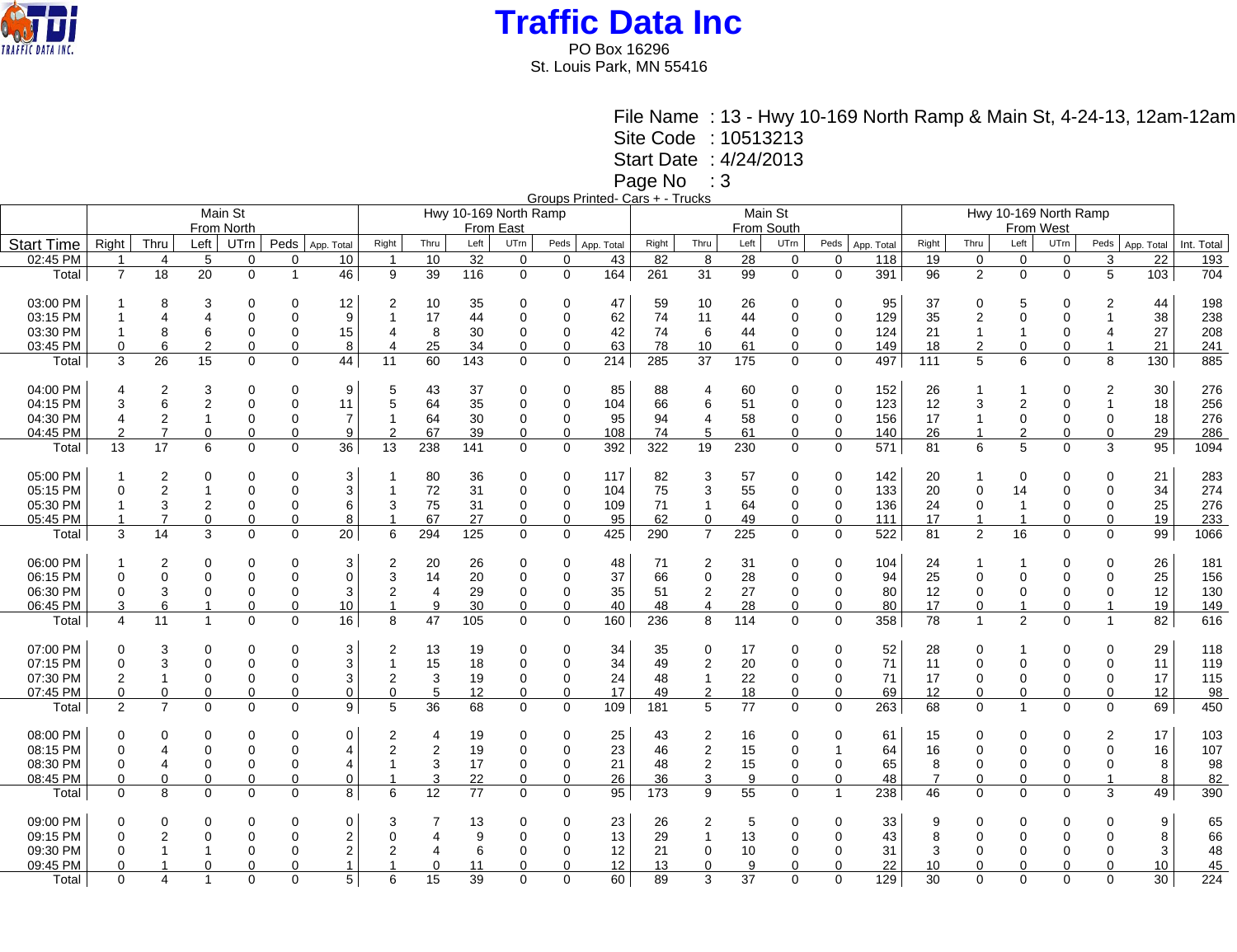# Traffic Data Inc

PO Box 16296
St. Louis Park, MN 55416

File Name : 13 - Hwy 10-169 North Ramp & Main St, 4-24-13, 12am-12am
Site Code : 10513213
Start Date : 4/24/2013
Page No : 3

Groups Printed- Cars + - Trucks

| | Main St From North | | | | | | Hwy 10-169 North Ramp From East | | | | | | Main St From South | | | | | | Hwy 10-169 North Ramp From West | | | | | | |
|---|---|---|---|---|---|---|---|---|---|---|---|---|---|---|---|---|---|---|---|---|---|---|---|---|---|
| Start Time | Right | Thru | Left | UTrn | Peds | App. Total | Right | Thru | Left | UTrn | Peds | App. Total | Right | Thru | Left | UTrn | Peds | App. Total | Right | Thru | Left | UTrn | Peds | App. Total | Int. Total |
| 02:45 PM | 1 | 4 | 5 | 0 | 0 | 10 | 1 | 10 | 32 | 0 | 0 | 43 | 82 | 8 | 28 | 0 | 0 | 118 | 19 | 0 | 0 | 0 | 3 | 22 | 193 |
| Total | 7 | 18 | 20 | 0 | 1 | 46 | 9 | 39 | 116 | 0 | 0 | 164 | 261 | 31 | 99 | 0 | 0 | 391 | 96 | 2 | 0 | 0 | 5 | 103 | 704 |
| | | | | | | | | | | | | | | | | | | | | | | | | | |
| 03:00 PM | 1 | 8 | 3 | 0 | 0 | 12 | 2 | 10 | 35 | 0 | 0 | 47 | 59 | 10 | 26 | 0 | 0 | 95 | 37 | 0 | 5 | 0 | 2 | 44 | 198 |
| 03:15 PM | 1 | 4 | 4 | 0 | 0 | 9 | 1 | 17 | 44 | 0 | 0 | 62 | 74 | 11 | 44 | 0 | 0 | 129 | 35 | 2 | 0 | 0 | 1 | 38 | 238 |
| 03:30 PM | 1 | 8 | 6 | 0 | 0 | 15 | 4 | 8 | 30 | 0 | 0 | 42 | 74 | 6 | 44 | 0 | 0 | 124 | 21 | 1 | 1 | 0 | 4 | 27 | 208 |
| 03:45 PM | 0 | 6 | 2 | 0 | 0 | 8 | 4 | 25 | 34 | 0 | 0 | 63 | 78 | 10 | 61 | 0 | 0 | 149 | 18 | 2 | 0 | 0 | 1 | 21 | 241 |
| Total | 3 | 26 | 15 | 0 | 0 | 44 | 11 | 60 | 143 | 0 | 0 | 214 | 285 | 37 | 175 | 0 | 0 | 497 | 111 | 5 | 6 | 0 | 8 | 130 | 885 |
| | | | | | | | | | | | | | | | | | | | | | | | | | |
| 04:00 PM | 4 | 2 | 3 | 0 | 0 | 9 | 5 | 43 | 37 | 0 | 0 | 85 | 88 | 4 | 60 | 0 | 0 | 152 | 26 | 1 | 1 | 0 | 2 | 30 | 276 |
| 04:15 PM | 3 | 6 | 2 | 0 | 0 | 11 | 5 | 64 | 35 | 0 | 0 | 104 | 66 | 6 | 51 | 0 | 0 | 123 | 12 | 3 | 2 | 0 | 1 | 18 | 256 |
| 04:30 PM | 4 | 2 | 1 | 0 | 0 | 7 | 1 | 64 | 30 | 0 | 0 | 95 | 94 | 4 | 58 | 0 | 0 | 156 | 17 | 1 | 0 | 0 | 0 | 18 | 276 |
| 04:45 PM | 2 | 7 | 0 | 0 | 0 | 9 | 2 | 67 | 39 | 0 | 0 | 108 | 74 | 5 | 61 | 0 | 0 | 140 | 26 | 1 | 2 | 0 | 0 | 29 | 286 |
| Total | 13 | 17 | 6 | 0 | 0 | 36 | 13 | 238 | 141 | 0 | 0 | 392 | 322 | 19 | 230 | 0 | 0 | 571 | 81 | 6 | 5 | 0 | 3 | 95 | 1094 |
| | | | | | | | | | | | | | | | | | | | | | | | | | |
| 05:00 PM | 1 | 2 | 0 | 0 | 0 | 3 | 1 | 80 | 36 | 0 | 0 | 117 | 82 | 3 | 57 | 0 | 0 | 142 | 20 | 1 | 0 | 0 | 0 | 21 | 283 |
| 05:15 PM | 0 | 2 | 1 | 0 | 0 | 3 | 1 | 72 | 31 | 0 | 0 | 104 | 75 | 3 | 55 | 0 | 0 | 133 | 20 | 0 | 14 | 0 | 0 | 34 | 274 |
| 05:30 PM | 1 | 3 | 2 | 0 | 0 | 6 | 3 | 75 | 31 | 0 | 0 | 109 | 71 | 1 | 64 | 0 | 0 | 136 | 24 | 0 | 1 | 0 | 0 | 25 | 276 |
| 05:45 PM | 1 | 7 | 0 | 0 | 0 | 8 | 1 | 67 | 27 | 0 | 0 | 95 | 62 | 0 | 49 | 0 | 0 | 111 | 17 | 1 | 1 | 0 | 0 | 19 | 233 |
| Total | 3 | 14 | 3 | 0 | 0 | 20 | 6 | 294 | 125 | 0 | 0 | 425 | 290 | 7 | 225 | 0 | 0 | 522 | 81 | 2 | 16 | 0 | 0 | 99 | 1066 |
| | | | | | | | | | | | | | | | | | | | | | | | | | |
| 06:00 PM | 1 | 2 | 0 | 0 | 0 | 3 | 2 | 20 | 26 | 0 | 0 | 48 | 71 | 2 | 31 | 0 | 0 | 104 | 24 | 1 | 1 | 0 | 0 | 26 | 181 |
| 06:15 PM | 0 | 0 | 0 | 0 | 0 | 0 | 3 | 14 | 20 | 0 | 0 | 37 | 66 | 0 | 28 | 0 | 0 | 94 | 25 | 0 | 0 | 0 | 0 | 25 | 156 |
| 06:30 PM | 0 | 3 | 0 | 0 | 0 | 3 | 2 | 4 | 29 | 0 | 0 | 35 | 51 | 2 | 27 | 0 | 0 | 80 | 12 | 0 | 0 | 0 | 0 | 12 | 130 |
| 06:45 PM | 3 | 6 | 1 | 0 | 0 | 10 | 1 | 9 | 30 | 0 | 0 | 40 | 48 | 4 | 28 | 0 | 0 | 80 | 17 | 0 | 1 | 0 | 1 | 19 | 149 |
| Total | 4 | 11 | 1 | 0 | 0 | 16 | 8 | 47 | 105 | 0 | 0 | 160 | 236 | 8 | 114 | 0 | 0 | 358 | 78 | 1 | 2 | 0 | 1 | 82 | 616 |
| | | | | | | | | | | | | | | | | | | | | | | | | | |
| 07:00 PM | 0 | 3 | 0 | 0 | 0 | 3 | 2 | 13 | 19 | 0 | 0 | 34 | 35 | 0 | 17 | 0 | 0 | 52 | 28 | 0 | 1 | 0 | 0 | 29 | 118 |
| 07:15 PM | 0 | 3 | 0 | 0 | 0 | 3 | 1 | 15 | 18 | 0 | 0 | 34 | 49 | 2 | 20 | 0 | 0 | 71 | 11 | 0 | 0 | 0 | 0 | 11 | 119 |
| 07:30 PM | 2 | 1 | 0 | 0 | 0 | 3 | 2 | 3 | 19 | 0 | 0 | 24 | 48 | 1 | 22 | 0 | 0 | 71 | 17 | 0 | 0 | 0 | 0 | 17 | 115 |
| 07:45 PM | 0 | 0 | 0 | 0 | 0 | 0 | 0 | 5 | 12 | 0 | 0 | 17 | 49 | 2 | 18 | 0 | 0 | 69 | 12 | 0 | 0 | 0 | 0 | 12 | 98 |
| Total | 2 | 7 | 0 | 0 | 0 | 9 | 5 | 36 | 68 | 0 | 0 | 109 | 181 | 5 | 77 | 0 | 0 | 263 | 68 | 0 | 1 | 0 | 0 | 69 | 450 |
| | | | | | | | | | | | | | | | | | | | | | | | | | |
| 08:00 PM | 0 | 0 | 0 | 0 | 0 | 0 | 2 | 4 | 19 | 0 | 0 | 25 | 43 | 2 | 16 | 0 | 0 | 61 | 15 | 0 | 0 | 0 | 2 | 17 | 103 |
| 08:15 PM | 0 | 4 | 0 | 0 | 0 | 4 | 2 | 2 | 19 | 0 | 0 | 23 | 46 | 2 | 15 | 0 | 1 | 64 | 16 | 0 | 0 | 0 | 0 | 16 | 107 |
| 08:30 PM | 0 | 4 | 0 | 0 | 0 | 4 | 1 | 3 | 17 | 0 | 0 | 21 | 48 | 2 | 15 | 0 | 0 | 65 | 8 | 0 | 0 | 0 | 0 | 8 | 98 |
| 08:45 PM | 0 | 0 | 0 | 0 | 0 | 0 | 1 | 3 | 22 | 0 | 0 | 26 | 36 | 3 | 9 | 0 | 0 | 48 | 7 | 0 | 0 | 0 | 1 | 8 | 82 |
| Total | 0 | 8 | 0 | 0 | 0 | 8 | 6 | 12 | 77 | 0 | 0 | 95 | 173 | 9 | 55 | 0 | 1 | 238 | 46 | 0 | 0 | 0 | 3 | 49 | 390 |
| | | | | | | | | | | | | | | | | | | | | | | | | | |
| 09:00 PM | 0 | 0 | 0 | 0 | 0 | 0 | 3 | 7 | 13 | 0 | 0 | 23 | 26 | 2 | 5 | 0 | 0 | 33 | 9 | 0 | 0 | 0 | 0 | 9 | 65 |
| 09:15 PM | 0 | 2 | 0 | 0 | 0 | 2 | 0 | 4 | 9 | 0 | 0 | 13 | 29 | 1 | 13 | 0 | 0 | 43 | 8 | 0 | 0 | 0 | 0 | 8 | 66 |
| 09:30 PM | 0 | 1 | 1 | 0 | 0 | 2 | 2 | 4 | 6 | 0 | 0 | 12 | 21 | 0 | 10 | 0 | 0 | 31 | 3 | 0 | 0 | 0 | 0 | 3 | 48 |
| 09:45 PM | 0 | 1 | 0 | 0 | 0 | 1 | 1 | 0 | 11 | 0 | 0 | 12 | 13 | 0 | 9 | 0 | 0 | 22 | 10 | 0 | 0 | 0 | 0 | 10 | 45 |
| Total | 0 | 4 | 1 | 0 | 0 | 5 | 6 | 15 | 39 | 0 | 0 | 60 | 89 | 3 | 37 | 0 | 0 | 129 | 30 | 0 | 0 | 0 | 0 | 30 | 224 |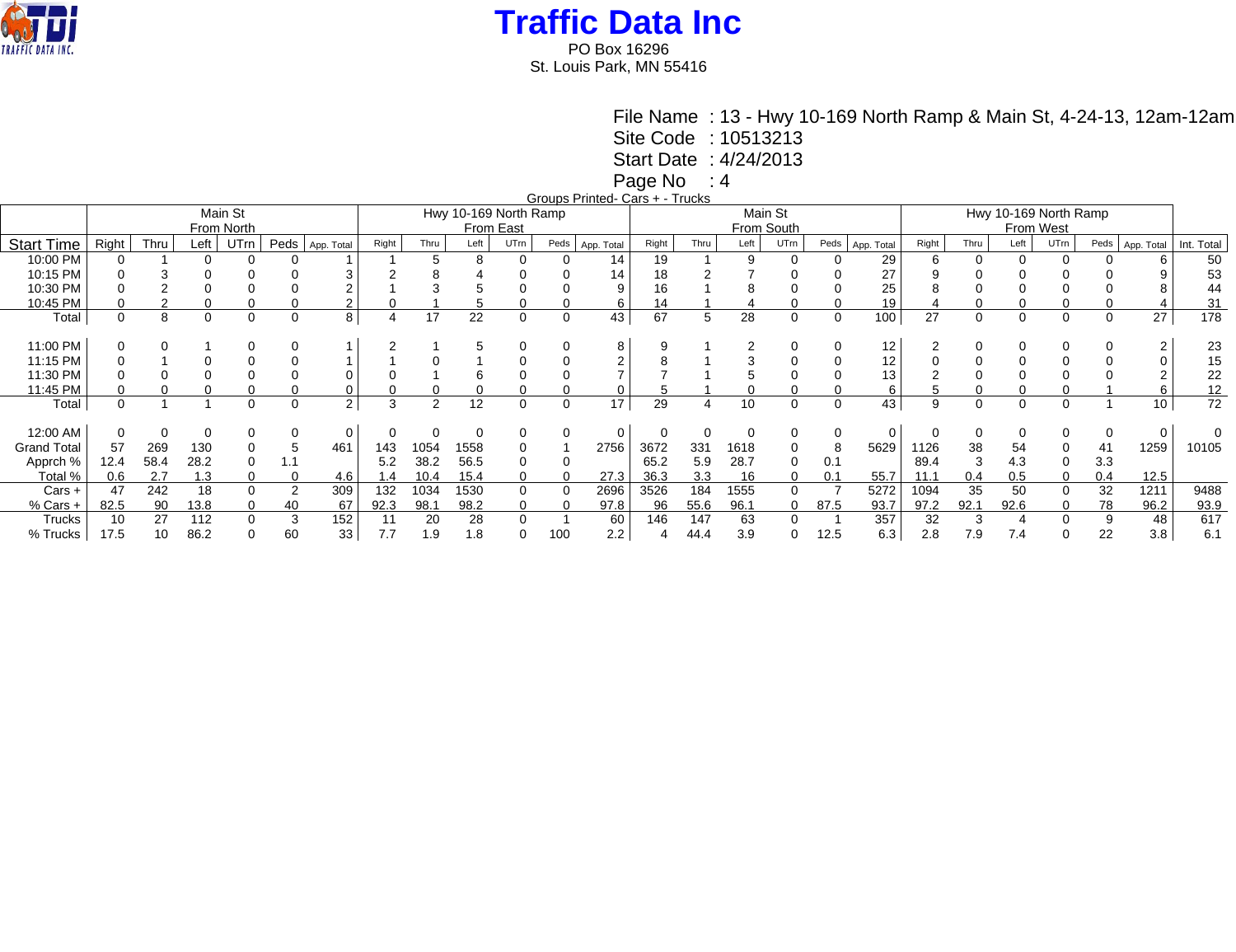# Traffic Data Inc

PO Box 16296
St. Louis Park, MN 55416

File Name : 13 - Hwy 10-169 North Ramp & Main St, 4-24-13, 12am-12am
Site Code : 10513213
Start Date : 4/24/2013
Page No : 4

Groups Printed- Cars + - Trucks

| | Main St From North | | | | | | Hwy 10-169 North Ramp From East | | | | | | Main St From South | | | | | | Hwy 10-169 North Ramp From West | | | | | | |
|---|---|---|---|---|---|---|---|---|---|---|---|---|---|---|---|---|---|---|---|---|---|---|---|---|---|
| Start Time | Right | Thru | Left | UTrn | Peds | App. Total | Right | Thru | Left | UTrn | Peds | App. Total | Right | Thru | Left | UTrn | Peds | App. Total | Right | Thru | Left | UTrn | Peds | App. Total | Int. Total |
| 10:00 PM | 0 | 1 | 0 | 0 | 0 | 1 | 1 | 5 | 8 | 0 | 0 | 14 | 19 | 1 | 9 | 0 | 0 | 29 | 6 | 0 | 0 | 0 | 0 | 6 | 50 |
| 10:15 PM | 0 | 3 | 0 | 0 | 0 | 3 | 2 | 8 | 4 | 0 | 0 | 14 | 18 | 2 | 7 | 0 | 0 | 27 | 9 | 0 | 0 | 0 | 0 | 9 | 53 |
| 10:30 PM | 0 | 2 | 0 | 0 | 0 | 2 | 1 | 3 | 5 | 0 | 0 | 9 | 16 | 1 | 8 | 0 | 0 | 25 | 8 | 0 | 0 | 0 | 0 | 8 | 44 |
| 10:45 PM | 0 | 2 | 0 | 0 | 0 | 2 | 0 | 1 | 5 | 0 | 0 | 6 | 14 | 1 | 4 | 0 | 0 | 19 | 4 | 0 | 0 | 0 | 0 | 4 | 31 |
| Total | 0 | 8 | 0 | 0 | 0 | 8 | 4 | 17 | 22 | 0 | 0 | 43 | 67 | 5 | 28 | 0 | 0 | 100 | 27 | 0 | 0 | 0 | 0 | 27 | 178 |
| | | | | | | | | | | | | | | | | | | | | | | | | | |
| 11:00 PM | 0 | 0 | 1 | 0 | 0 | 1 | 2 | 1 | 5 | 0 | 0 | 8 | 9 | 1 | 2 | 0 | 0 | 12 | 2 | 0 | 0 | 0 | 0 | 2 | 23 |
| 11:15 PM | 0 | 1 | 0 | 0 | 0 | 1 | 1 | 0 | 1 | 0 | 0 | 2 | 8 | 1 | 3 | 0 | 0 | 12 | 0 | 0 | 0 | 0 | 0 | 0 | 15 |
| 11:30 PM | 0 | 0 | 0 | 0 | 0 | 0 | 0 | 1 | 6 | 0 | 0 | 7 | 7 | 1 | 5 | 0 | 0 | 13 | 2 | 0 | 0 | 0 | 0 | 2 | 22 |
| 11:45 PM | 0 | 0 | 0 | 0 | 0 | 0 | 0 | 0 | 0 | 0 | 0 | 0 | 5 | 1 | 0 | 0 | 0 | 6 | 5 | 0 | 0 | 0 | 1 | 6 | 12 |
| Total | 0 | 1 | 1 | 0 | 0 | 2 | 3 | 2 | 12 | 0 | 0 | 17 | 29 | 4 | 10 | 0 | 0 | 43 | 9 | 0 | 0 | 0 | 1 | 10 | 72 |
| | | | | | | | | | | | | | | | | | | | | | | | | | |
| 12:00 AM | 0 | 0 | 0 | 0 | 0 | 0 | 0 | 0 | 0 | 0 | 0 | 0 | 0 | 0 | 0 | 0 | 0 | 0 | 0 | 0 | 0 | 0 | 0 | 0 | 0 |
| Grand Total | 57 | 269 | 130 | 0 | 5 | 461 | 143 | 1054 | 1558 | 0 | 1 | 2756 | 3672 | 331 | 1618 | 0 | 8 | 5629 | 1126 | 38 | 54 | 0 | 41 | 1259 | 10105 |
| Apprch % | 12.4 | 58.4 | 28.2 | 0 | 1.1 | | 5.2 | 38.2 | 56.5 | 0 | 0 | | 65.2 | 5.9 | 28.7 | 0 | 0.1 | | 89.4 | 3 | 4.3 | 0 | 3.3 | | |
| Total % | 0.6 | 2.7 | 1.3 | 0 | 0 | 4.6 | 1.4 | 10.4 | 15.4 | 0 | 0 | 27.3 | 36.3 | 3.3 | 16 | 0 | 0.1 | 55.7 | 11.1 | 0.4 | 0.5 | 0 | 0.4 | 12.5 | |
| Cars + | 47 | 242 | 18 | 0 | 2 | 309 | 132 | 1034 | 1530 | 0 | 0 | 2696 | 3526 | 184 | 1555 | 0 | 7 | 5272 | 1094 | 35 | 50 | 0 | 32 | 1211 | 9488 |
| % Cars + | 82.5 | 90 | 13.8 | 0 | 40 | 67 | 92.3 | 98.1 | 98.2 | 0 | 0 | 97.8 | 96 | 55.6 | 96.1 | 0 | 87.5 | 93.7 | 97.2 | 92.1 | 92.6 | 0 | 78 | 96.2 | 93.9 |
| Trucks | 10 | 27 | 112 | 0 | 3 | 152 | 11 | 20 | 28 | 0 | 1 | 60 | 146 | 147 | 63 | 0 | 1 | 357 | 32 | 3 | 4 | 0 | 9 | 48 | 617 |
| % Trucks | 17.5 | 10 | 86.2 | 0 | 60 | 33 | 7.7 | 1.9 | 1.8 | 0 | 100 | 2.2 | 4 | 44.4 | 3.9 | 0 | 12.5 | 6.3 | 2.8 | 7.9 | 7.4 | 0 | 22 | 3.8 | 6.1 |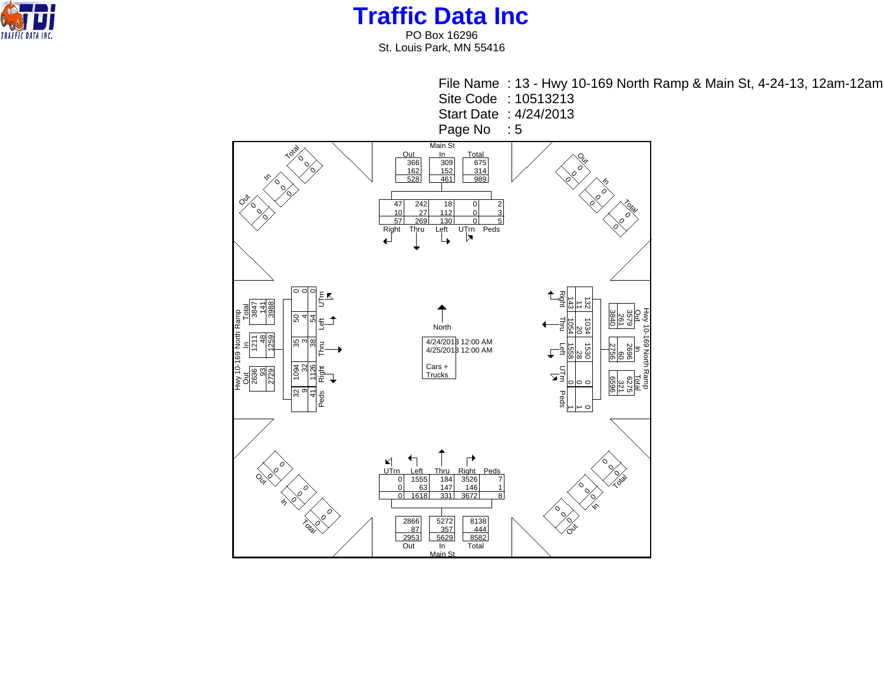# Traffic Data Inc

PO Box 16296
St. Louis Park, MN 55416

File Name : 13 - Hwy 10-169 North Ramp & Main St, 4-24-13, 12am-12am
Site Code : 10513213
Start Date : 4/24/2013
Page No : 5

4/24/2013 12:00 AM
4/25/2013 12:00 AM

Cars + Trucks

North

**Main St (Southbound approach)**

| | Out | In | Total |
|---|---|---|---|
| | 366 | 309 | 675 |
| | 162 | 152 | 314 |
| | 528 | 461 | 989 |

| Right | Thru | Left | UTrn | Peds |
|---|---|---|---|---|
| 47 | 242 | 18 | 0 | 2 |
| 10 | 27 | 112 | 0 | 3 |
| 57 | 269 | 130 | 0 | 5 |

**Hwy 10-169 North Ramp (Eastbound approach)**

| | Out | In | Total |
|---|---|---|---|
| | 2636 | 1211 | 3847 |
| | 93 | 48 | 141 |
| | 2729 | 1259 | 3988 |

| UTrn | Left | Thru | Right | Peds |
|---|---|---|---|---|
| 0 | 50 | 35 | 1094 | 32 |
| 0 | 4 | 3 | 32 | 9 |
| 0 | 54 | 38 | 1126 | 41 |

**Hwy 10-169 North Ramp (Westbound approach)**

| | Out | In | Total |
|---|---|---|---|
| | 3579 | 2696 | 6275 |
| | 261 | 60 | 321 |
| | 3840 | 2756 | 6596 |

| Right | Thru | Left | UTrn | Peds |
|---|---|---|---|---|
| 132 | 1034 | 1530 | 0 | 0 |
| 11 | 20 | 28 | 0 | 1 |
| 143 | 1054 | 1558 | 0 | 1 |

**Main St (Northbound approach)**

| UTrn | Left | Thru | Right | Peds |
|---|---|---|---|---|
| 0 | 1555 | 184 | 3526 | 7 |
| 0 | 63 | 147 | 146 | 1 |
| 0 | 1618 | 331 | 3672 | 8 |

| | Out | In | Total |
|---|---|---|---|
| | 2866 | 5272 | 8138 |
| | 87 | 357 | 444 |
| | 2953 | 5629 | 8582 |

**Corner legs (NW, NE, SW, SE)**

| | Out | In | Total |
|---|---|---|---|
| | 0 | 0 | 0 |
| | 0 | 0 | 0 |
| | 0 | 0 | 0 |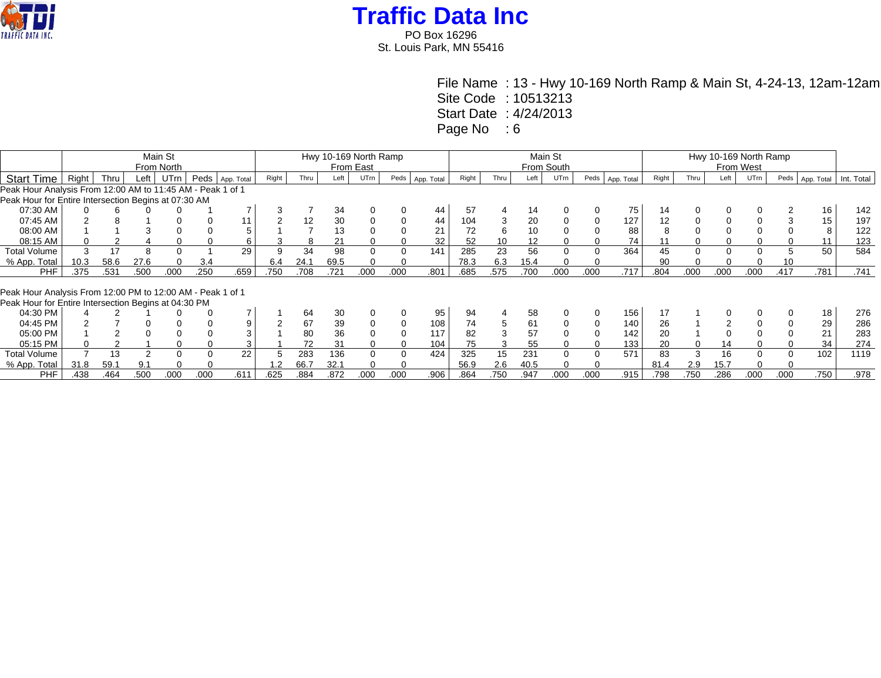# Traffic Data Inc

PO Box 16296
St. Louis Park, MN 55416

File Name : 13 - Hwy 10-169 North Ramp & Main St, 4-24-13, 12am-12am
Site Code : 10513213
Start Date : 4/24/2013
Page No : 6

| | Main St From North | | | | | | Hwy 10-169 North Ramp From East | | | | | | Main St From South | | | | | | Hwy 10-169 North Ramp From West | | | | | | |
|---|---|---|---|---|---|---|---|---|---|---|---|---|---|---|---|---|---|---|---|---|---|---|---|---|---|
| Start Time | Right | Thru | Left | UTrn | Peds | App. Total | Right | Thru | Left | UTrn | Peds | App. Total | Right | Thru | Left | UTrn | Peds | App. Total | Right | Thru | Left | UTrn | Peds | App. Total | Int. Total |
| Peak Hour Analysis From 12:00 AM to 11:45 AM - Peak 1 of 1 | | | | | | | | | | | | | | | | | | | | | | | | | |
| Peak Hour for Entire Intersection Begins at 07:30 AM | | | | | | | | | | | | | | | | | | | | | | | | | |
| 07:30 AM | 0 | 6 | 0 | 0 | 1 | 7 | 3 | 7 | 34 | 0 | 0 | 44 | 57 | 4 | 14 | 0 | 0 | 75 | 14 | 0 | 0 | 0 | 2 | 16 | 142 |
| 07:45 AM | 2 | 8 | 1 | 0 | 0 | 11 | 2 | 12 | 30 | 0 | 0 | 44 | 104 | 3 | 20 | 0 | 0 | 127 | 12 | 0 | 0 | 0 | 3 | 15 | 197 |
| 08:00 AM | 1 | 1 | 3 | 0 | 0 | 5 | 1 | 7 | 13 | 0 | 0 | 21 | 72 | 6 | 10 | 0 | 0 | 88 | 8 | 0 | 0 | 0 | 0 | 8 | 122 |
| 08:15 AM | 0 | 2 | 4 | 0 | 0 | 6 | 3 | 8 | 21 | 0 | 0 | 32 | 52 | 10 | 12 | 0 | 0 | 74 | 11 | 0 | 0 | 0 | 0 | 11 | 123 |
| Total Volume | 3 | 17 | 8 | 0 | 1 | 29 | 9 | 34 | 98 | 0 | 0 | 141 | 285 | 23 | 56 | 0 | 0 | 364 | 45 | 0 | 0 | 0 | 5 | 50 | 584 |
| % App. Total | 10.3 | 58.6 | 27.6 | 0 | 3.4 | | 6.4 | 24.1 | 69.5 | 0 | 0 | | 78.3 | 6.3 | 15.4 | 0 | 0 | | 90 | 0 | 0 | 0 | 10 | | |
| PHF | .375 | .531 | .500 | .000 | .250 | .659 | .750 | .708 | .721 | .000 | .000 | .801 | .685 | .575 | .700 | .000 | .000 | .717 | .804 | .000 | .000 | .000 | .417 | .781 | .741 |
| Peak Hour Analysis From 12:00 PM to 12:00 AM - Peak 1 of 1 | | | | | | | | | | | | | | | | | | | | | | | | | |
| Peak Hour for Entire Intersection Begins at 04:30 PM | | | | | | | | | | | | | | | | | | | | | | | | | |
| 04:30 PM | 4 | 2 | 1 | 0 | 0 | 7 | 1 | 64 | 30 | 0 | 0 | 95 | 94 | 4 | 58 | 0 | 0 | 156 | 17 | 1 | 0 | 0 | 0 | 18 | 276 |
| 04:45 PM | 2 | 7 | 0 | 0 | 0 | 9 | 2 | 67 | 39 | 0 | 0 | 108 | 74 | 5 | 61 | 0 | 0 | 140 | 26 | 1 | 2 | 0 | 0 | 29 | 286 |
| 05:00 PM | 1 | 2 | 0 | 0 | 0 | 3 | 1 | 80 | 36 | 0 | 0 | 117 | 82 | 3 | 57 | 0 | 0 | 142 | 20 | 1 | 0 | 0 | 0 | 21 | 283 |
| 05:15 PM | 0 | 2 | 1 | 0 | 0 | 3 | 1 | 72 | 31 | 0 | 0 | 104 | 75 | 3 | 55 | 0 | 0 | 133 | 20 | 0 | 14 | 0 | 0 | 34 | 274 |
| Total Volume | 7 | 13 | 2 | 0 | 0 | 22 | 5 | 283 | 136 | 0 | 0 | 424 | 325 | 15 | 231 | 0 | 0 | 571 | 83 | 3 | 16 | 0 | 0 | 102 | 1119 |
| % App. Total | 31.8 | 59.1 | 9.1 | 0 | 0 | | 1.2 | 66.7 | 32.1 | 0 | 0 | | 56.9 | 2.6 | 40.5 | 0 | 0 | | 81.4 | 2.9 | 15.7 | 0 | 0 | | |
| PHF | .438 | .464 | .500 | .000 | .000 | .611 | .625 | .884 | .872 | .000 | .000 | .906 | .864 | .750 | .947 | .000 | .000 | .915 | .798 | .750 | .286 | .000 | .000 | .750 | .978 |